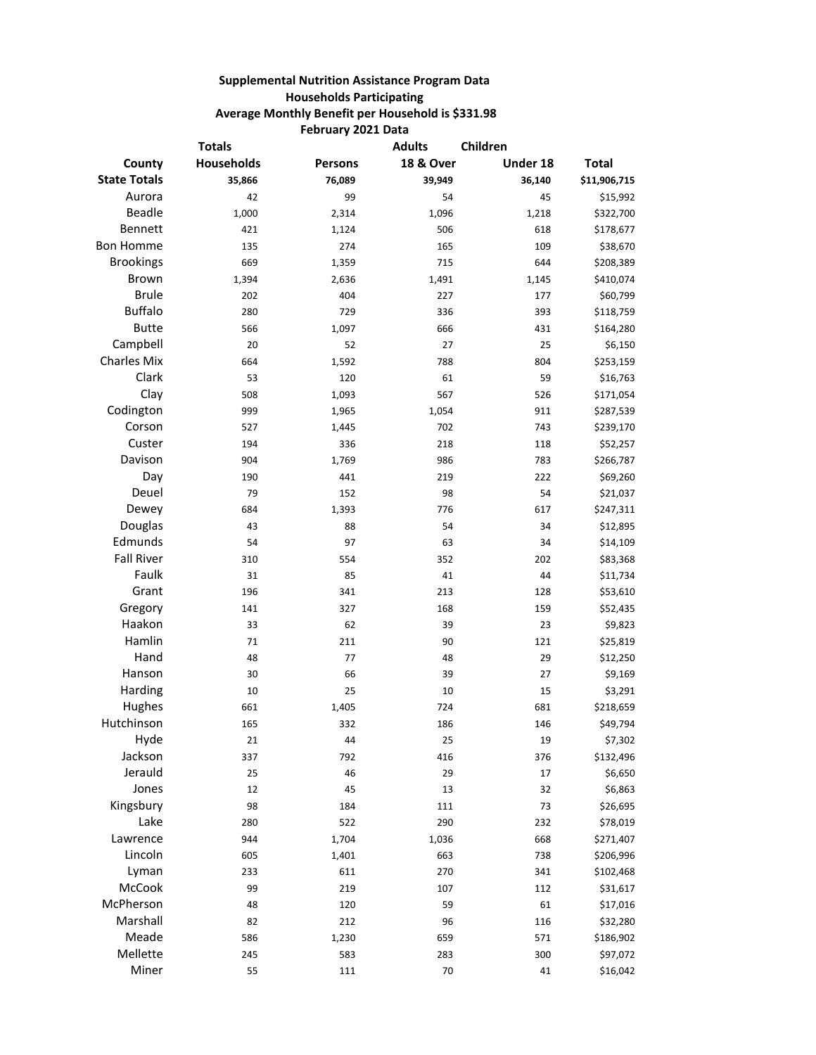**Supplemental Nutrition Assistance Program Data**

**Households Participating**

**Average Monthly Benefit per Household is $331.98**

**February 2021 Data**

| | Totals | | Adults | Children | |
|---|---|---|---|---|---|
| **County** | **Households** | **Persons** | **18 & Over** | **Under 18** | **Total** |
| **State Totals** | **35,866** | **76,089** | **39,949** | **36,140** | **$11,906,715** |
| Aurora | 42 | 99 | 54 | 45 | $15,992 |
| Beadle | 1,000 | 2,314 | 1,096 | 1,218 | $322,700 |
| Bennett | 421 | 1,124 | 506 | 618 | $178,677 |
| Bon Homme | 135 | 274 | 165 | 109 | $38,670 |
| Brookings | 669 | 1,359 | 715 | 644 | $208,389 |
| Brown | 1,394 | 2,636 | 1,491 | 1,145 | $410,074 |
| Brule | 202 | 404 | 227 | 177 | $60,799 |
| Buffalo | 280 | 729 | 336 | 393 | $118,759 |
| Butte | 566 | 1,097 | 666 | 431 | $164,280 |
| Campbell | 20 | 52 | 27 | 25 | $6,150 |
| Charles Mix | 664 | 1,592 | 788 | 804 | $253,159 |
| Clark | 53 | 120 | 61 | 59 | $16,763 |
| Clay | 508 | 1,093 | 567 | 526 | $171,054 |
| Codington | 999 | 1,965 | 1,054 | 911 | $287,539 |
| Corson | 527 | 1,445 | 702 | 743 | $239,170 |
| Custer | 194 | 336 | 218 | 118 | $52,257 |
| Davison | 904 | 1,769 | 986 | 783 | $266,787 |
| Day | 190 | 441 | 219 | 222 | $69,260 |
| Deuel | 79 | 152 | 98 | 54 | $21,037 |
| Dewey | 684 | 1,393 | 776 | 617 | $247,311 |
| Douglas | 43 | 88 | 54 | 34 | $12,895 |
| Edmunds | 54 | 97 | 63 | 34 | $14,109 |
| Fall River | 310 | 554 | 352 | 202 | $83,368 |
| Faulk | 31 | 85 | 41 | 44 | $11,734 |
| Grant | 196 | 341 | 213 | 128 | $53,610 |
| Gregory | 141 | 327 | 168 | 159 | $52,435 |
| Haakon | 33 | 62 | 39 | 23 | $9,823 |
| Hamlin | 71 | 211 | 90 | 121 | $25,819 |
| Hand | 48 | 77 | 48 | 29 | $12,250 |
| Hanson | 30 | 66 | 39 | 27 | $9,169 |
| Harding | 10 | 25 | 10 | 15 | $3,291 |
| Hughes | 661 | 1,405 | 724 | 681 | $218,659 |
| Hutchinson | 165 | 332 | 186 | 146 | $49,794 |
| Hyde | 21 | 44 | 25 | 19 | $7,302 |
| Jackson | 337 | 792 | 416 | 376 | $132,496 |
| Jerauld | 25 | 46 | 29 | 17 | $6,650 |
| Jones | 12 | 45 | 13 | 32 | $6,863 |
| Kingsbury | 98 | 184 | 111 | 73 | $26,695 |
| Lake | 280 | 522 | 290 | 232 | $78,019 |
| Lawrence | 944 | 1,704 | 1,036 | 668 | $271,407 |
| Lincoln | 605 | 1,401 | 663 | 738 | $206,996 |
| Lyman | 233 | 611 | 270 | 341 | $102,468 |
| McCook | 99 | 219 | 107 | 112 | $31,617 |
| McPherson | 48 | 120 | 59 | 61 | $17,016 |
| Marshall | 82 | 212 | 96 | 116 | $32,280 |
| Meade | 586 | 1,230 | 659 | 571 | $186,902 |
| Mellette | 245 | 583 | 283 | 300 | $97,072 |
| Miner | 55 | 111 | 70 | 41 | $16,042 |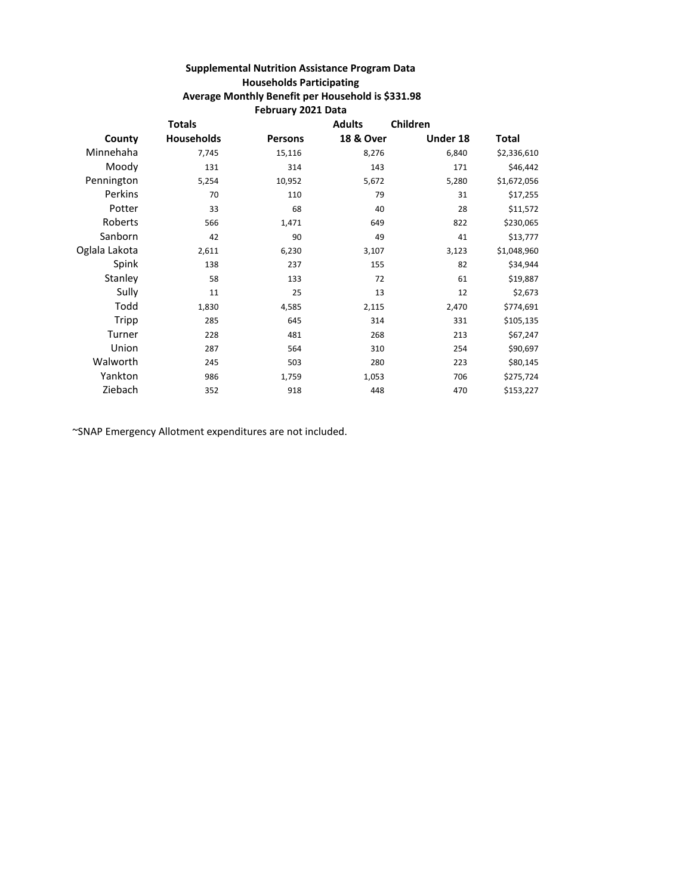**Supplemental Nutrition Assistance Program Data**
**Households Participating**
**Average Monthly Benefit per Household is $331.98**
**February 2021 Data**

| | Totals | | Adults | Children | |
|---|---|---|---|---|---|
| **County** | **Households** | **Persons** | **18 & Over** | **Under 18** | **Total** |
| Minnehaha | 7,745 | 15,116 | 8,276 | 6,840 | $2,336,610 |
| Moody | 131 | 314 | 143 | 171 | $46,442 |
| Pennington | 5,254 | 10,952 | 5,672 | 5,280 | $1,672,056 |
| Perkins | 70 | 110 | 79 | 31 | $17,255 |
| Potter | 33 | 68 | 40 | 28 | $11,572 |
| Roberts | 566 | 1,471 | 649 | 822 | $230,065 |
| Sanborn | 42 | 90 | 49 | 41 | $13,777 |
| Oglala Lakota | 2,611 | 6,230 | 3,107 | 3,123 | $1,048,960 |
| Spink | 138 | 237 | 155 | 82 | $34,944 |
| Stanley | 58 | 133 | 72 | 61 | $19,887 |
| Sully | 11 | 25 | 13 | 12 | $2,673 |
| Todd | 1,830 | 4,585 | 2,115 | 2,470 | $774,691 |
| Tripp | 285 | 645 | 314 | 331 | $105,135 |
| Turner | 228 | 481 | 268 | 213 | $67,247 |
| Union | 287 | 564 | 310 | 254 | $90,697 |
| Walworth | 245 | 503 | 280 | 223 | $80,145 |
| Yankton | 986 | 1,759 | 1,053 | 706 | $275,724 |
| Ziebach | 352 | 918 | 448 | 470 | $153,227 |

~SNAP Emergency Allotment expenditures are not included.